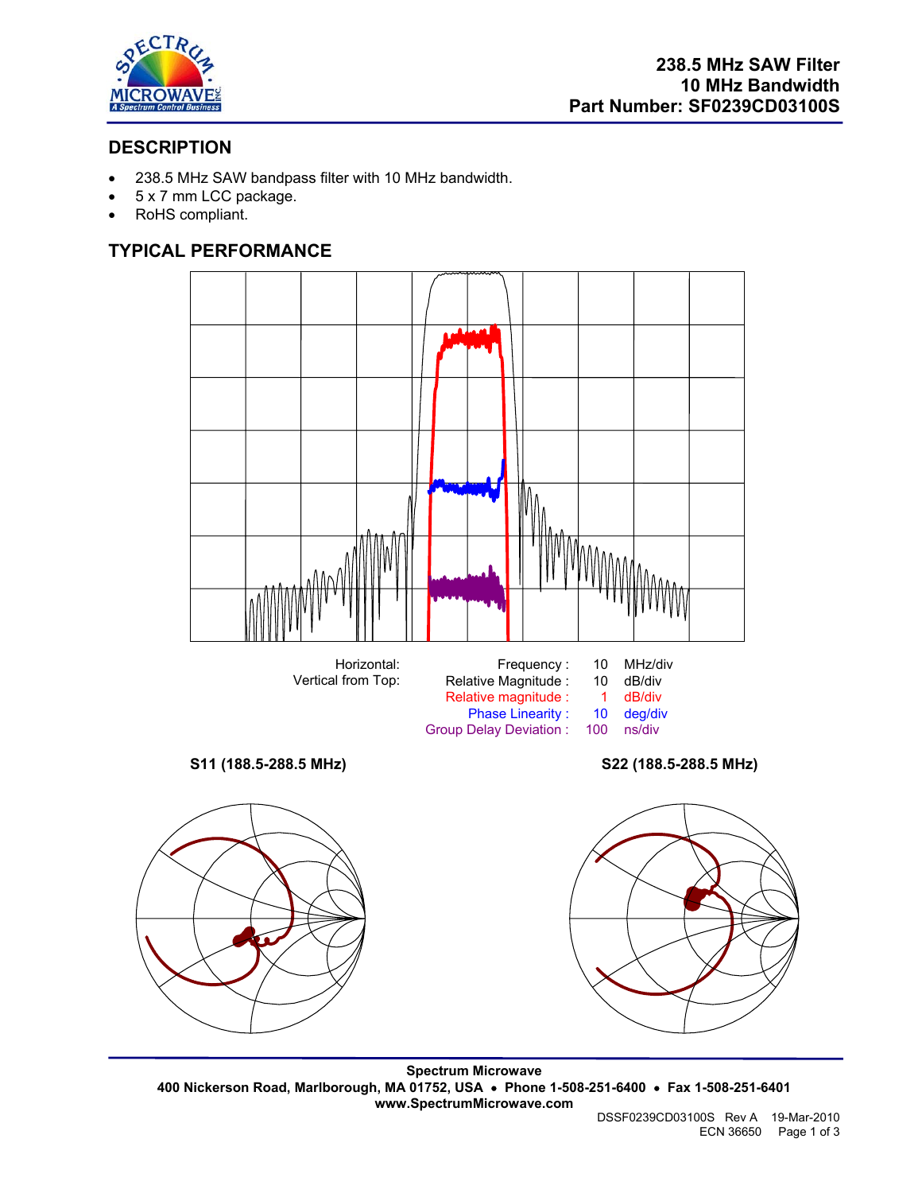# 238.5 MHz SAW Filter
# 10 MHz Bandwidth
# Part Number: SF0239CD03100S

## DESCRIPTION

- 238.5 MHz SAW bandpass filter with 10 MHz bandwidth.
- 5 x 7 mm LCC package.
- RoHS compliant.

## TYPICAL PERFORMANCE

| | | | |
|---|---|---|---|
| Horizontal: | Frequency : | 10 | MHz/div |
| Vertical from Top: | Relative Magnitude : | 10 | dB/div |
| | Relative magnitude : | 1 | dB/div |
| | Phase Linearity : | 10 | deg/div |
| | Group Delay Deviation : | 100 | ns/div |

**S11 (188.5-288.5 MHz)**

**S22 (188.5-288.5 MHz)**

**Spectrum Microwave**
**400 Nickerson Road, Marlborough, MA 01752, USA • Phone 1-508-251-6400 • Fax 1-508-251-6401**
**www.SpectrumMicrowave.com**

DSSF0239CD03100S Rev A 19-Mar-2010
ECN 36650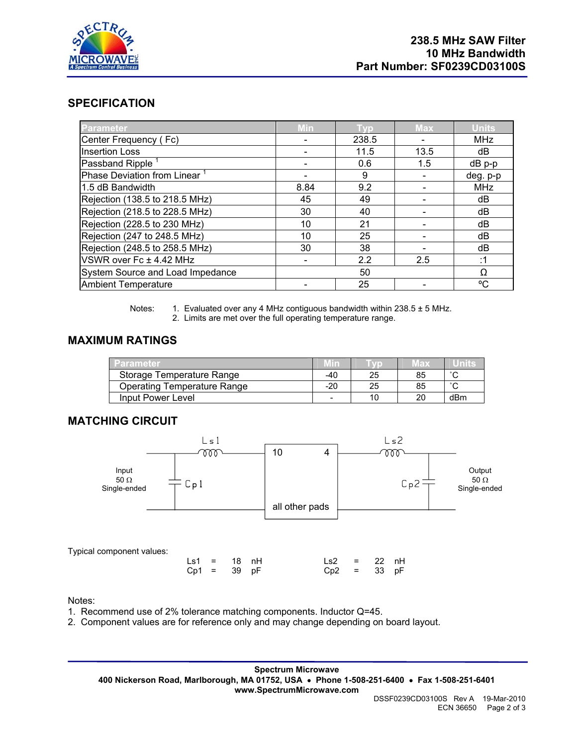**238.5 MHz SAW Filter**
**10 MHz Bandwidth**
**Part Number: SF0239CD03100S**

## SPECIFICATION

| Parameter | Min | Typ | Max | Units |
|---|---|---|---|---|
| Center Frequency ( Fc) | - | 238.5 | - | MHz |
| Insertion Loss | - | 11.5 | 13.5 | dB |
| Passband Ripple [1] | - | 0.6 | 1.5 | dB p-p |
| Phase Deviation from Linear [1] | - | 9 | - | deg. p-p |
| 1.5 dB Bandwidth | 8.84 | 9.2 | - | MHz |
| Rejection (138.5 to 218.5 MHz) | 45 | 49 | - | dB |
| Rejection (218.5 to 228.5 MHz) | 30 | 40 | - | dB |
| Rejection (228.5 to 230 MHz) | 10 | 21 | - | dB |
| Rejection (247 to 248.5 MHz) | 10 | 25 | - | dB |
| Rejection (248.5 to 258.5 MHz) | 30 | 38 | - | dB |
| VSWR over Fc ± 4.42 MHz | - | 2.2 | 2.5 | :1 |
| System Source and Load Impedance | | 50 | | Ω |
| Ambient Temperature | - | 25 | - | °C |

Notes:
1. Evaluated over any 4 MHz contiguous bandwidth within 238.5 ± 5 MHz.
2. Limits are met over the full operating temperature range.

## MAXIMUM RATINGS

| Parameter | Min | Typ | Max | Units |
|---|---|---|---|---|
| Storage Temperature Range | -40 | 25 | 85 | °C |
| Operating Temperature Range | -20 | 25 | 85 | °C |
| Input Power Level | - | 10 | 20 | dBm |

## MATCHING CIRCUIT

Input 50 Ω Single-ended — Ls1 — Cp1 — [10 / 4 / all other pads] — Ls2 — Cp2 — Output 50 Ω Single-ended

Typical component values:

| | | | | | | | |
|---|---|---|---|---|---|---|---|
| Ls1 | = | 18 | nH | Ls2 | = | 22 | nH |
| Cp1 | = | 39 | pF | Cp2 | = | 33 | pF |

Notes:
1. Recommend use of 2% tolerance matching components. Inductor Q=45.
2. Component values are for reference only and may change depending on board layout.

**Spectrum Microwave**
**400 Nickerson Road, Marlborough, MA 01752, USA • Phone 1-508-251-6400 • Fax 1-508-251-6401**
**www.SpectrumMicrowave.com**

DSSF0239CD03100S Rev A 19-Mar-2010
ECN 36650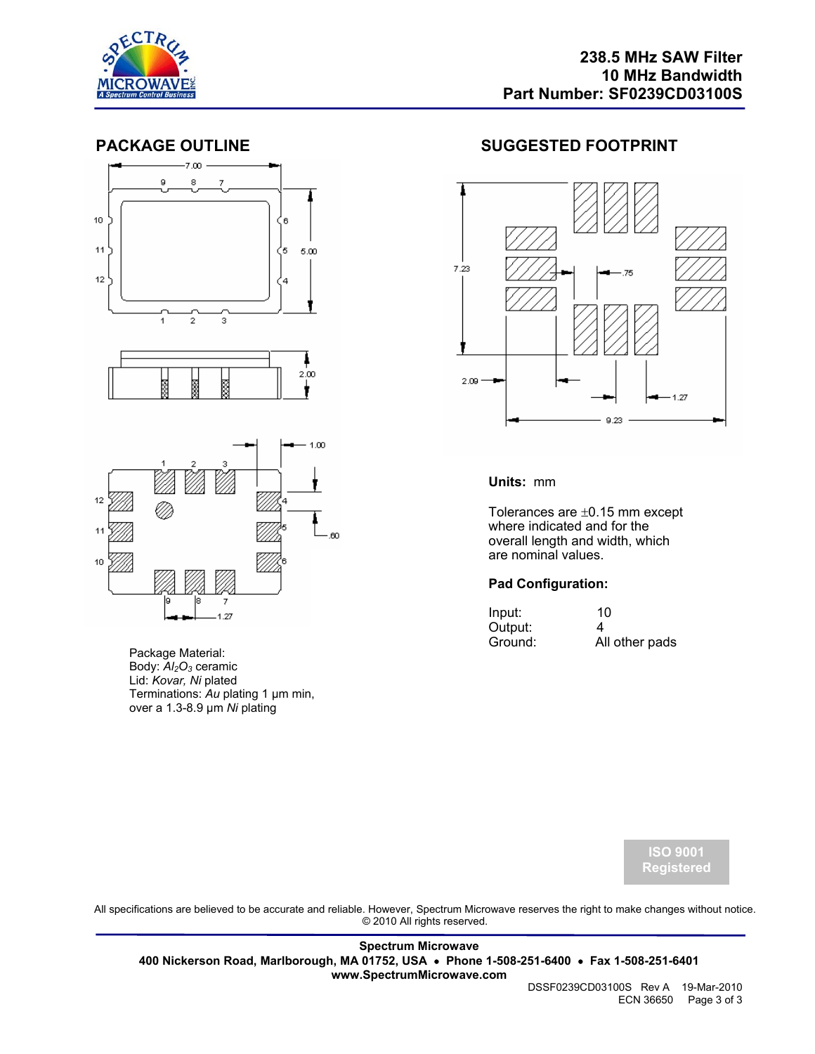# 238.5 MHz SAW Filter
# 10 MHz Bandwidth
# Part Number: SF0239CD03100S

## PACKAGE OUTLINE

7.00
9 8 7
10 6
11 5 5.00
12 4
1 2 3
2.00
1.00
1 2 3
12 4
11 5 .60
10 6
9 8 7
1.27

Package Material:
Body: $Al_2O_3$ ceramic
Lid: *Kovar, Ni* plated
Terminations: *Au* plating 1 µm min, over a 1.3-8.9 µm *Ni* plating

## SUGGESTED FOOTPRINT

7.23
.75
2.09
1.27
9.23

**Units:** mm

Tolerances are ±0.15 mm except where indicated and for the overall length and width, which are nominal values.

**Pad Configuration:**

| | |
|---|---|
| Input: | 10 |
| Output: | 4 |
| Ground: | All other pads |

ISO 9001 Registered

All specifications are believed to be accurate and reliable. However, Spectrum Microwave reserves the right to make changes without notice. © 2010 All rights reserved.

**Spectrum Microwave**
**400 Nickerson Road, Marlborough, MA 01752, USA • Phone 1-508-251-6400 • Fax 1-508-251-6401**
**www.SpectrumMicrowave.com**

DSSF0239CD03100S Rev A 19-Mar-2010
ECN 36650